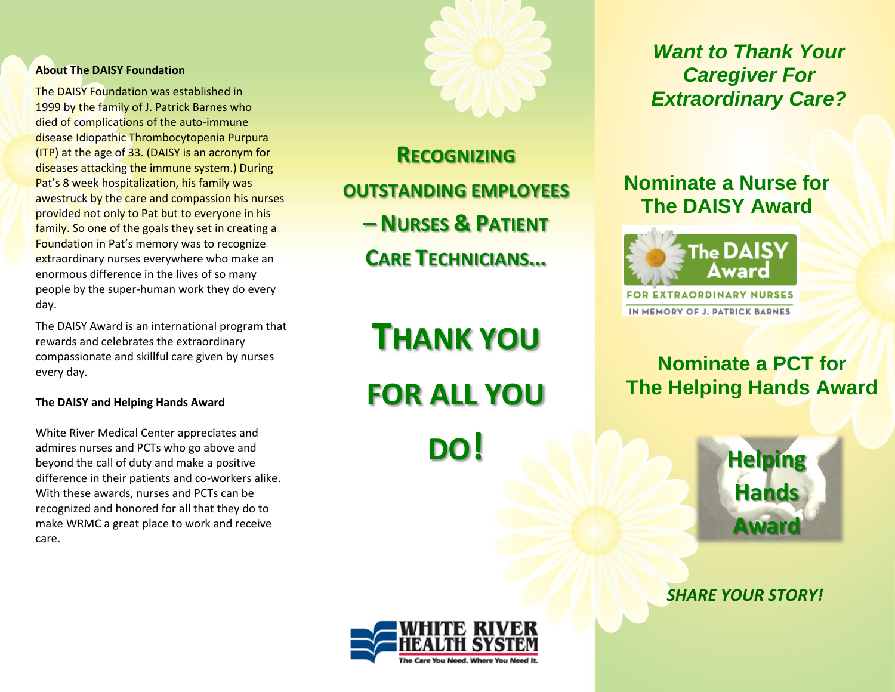**About The DAISY Foundation**

The DAISY Foundation was established in 1999 by the family of J. Patrick Barnes who died of complications of the auto-immune disease Idiopathic Thrombocytopenia Purpura (ITP) at the age of 33. (DAISY is an acronym for diseases attacking the immune system.) During Pat's 8 week hospitalization, his family was awestruck by the care and compassion his nurses provided not only to Pat but to everyone in his family. So one of the goals they set in creating a Foundation in Pat's memory was to recognize extraordinary nurses everywhere who make an enormous difference in the lives of so many people by the super-human work they do every day.

The DAISY Award is an international program that rewards and celebrates the extraordinary compassionate and skillful care given by nurses every day.

**The DAISY and Helping Hands Award**

White River Medical Center appreciates and admires nurses and PCTs who go above and beyond the call of duty and make a positive difference in their patients and co-workers alike. With these awards, nurses and PCTs can be recognized and honored for all that they do to make WRMC a great place to work and receive care.

## Recognizing outstanding employees – Nurses & Patient Care Technicians…

# Thank you for all you do!

WHITE RIVER HEALTH SYSTEM

The Care You Need. Where You Need It.

## *Want to Thank Your Caregiver For Extraordinary Care?*

## Nominate a Nurse for The DAISY Award

The DAISY Award

FOR EXTRAORDINARY NURSES

IN MEMORY OF J. PATRICK BARNES

## Nominate a PCT for The Helping Hands Award

Helping Hands Award

***SHARE YOUR STORY!***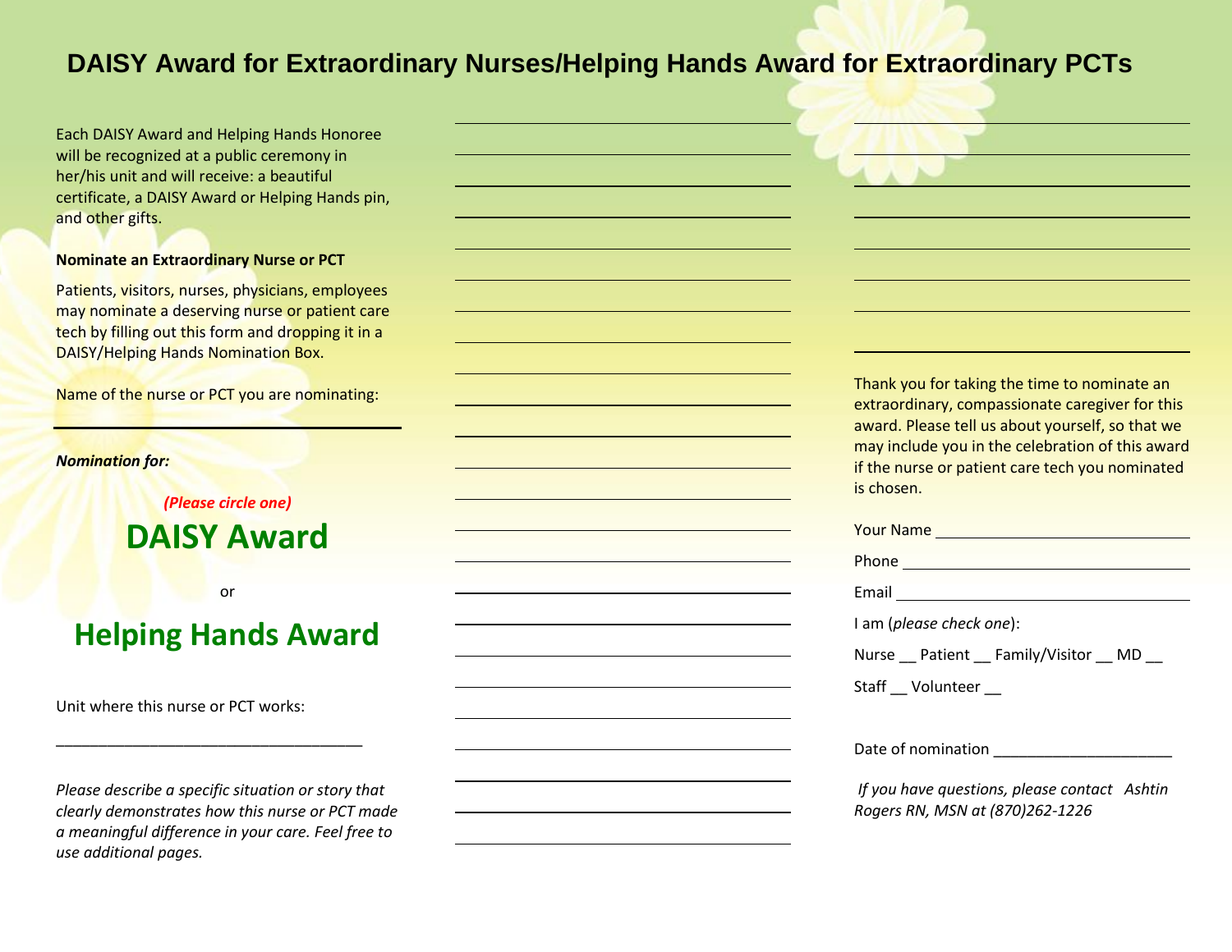# DAISY Award for Extraordinary Nurses/Helping Hands Award for Extraordinary PCTs

Each DAISY Award and Helping Hands Honoree will be recognized at a public ceremony in her/his unit and will receive: a beautiful certificate, a DAISY Award or Helping Hands pin, and other gifts.

**Nominate an Extraordinary Nurse or PCT**

Patients, visitors, nurses, physicians, employees may nominate a deserving nurse or patient care tech by filling out this form and dropping it in a DAISY/Helping Hands Nomination Box.

Name of the nurse or PCT you are nominating:

_____________________________________

***Nomination for:***

*(Please circle one)*

## DAISY Award

or

## Helping Hands Award

Unit where this nurse or PCT works:

_____________________________________

*Please describe a specific situation or story that clearly demonstrates how this nurse or PCT made a meaningful difference in your care. Feel free to use additional pages.*

_____________________________________

_____________________________________

_____________________________________

_____________________________________

_____________________________________

_____________________________________

_____________________________________

_____________________________________

_____________________________________

_____________________________________

_____________________________________

_____________________________________

_____________________________________

_____________________________________

_____________________________________

_____________________________________

_____________________________________

_____________________________________

_____________________________________

_____________________________________

_____________________________________

_____________________________________

_____________________________________

_____________________________________

_____________________________________

_____________________________________

_____________________________________

_____________________________________

_____________________________________

Thank you for taking the time to nominate an extraordinary, compassionate caregiver for this award. Please tell us about yourself, so that we may include you in the celebration of this award if the nurse or patient care tech you nominated is chosen.

Your Name _____________________________

Phone _____________________________

Email _____________________________

I am (*please check one*):

Nurse __ Patient __ Family/Visitor __ MD __

Staff __ Volunteer __

Date of nomination _____________________

*If you have questions, please contact Ashtin Rogers RN, MSN at (870)262-1226*